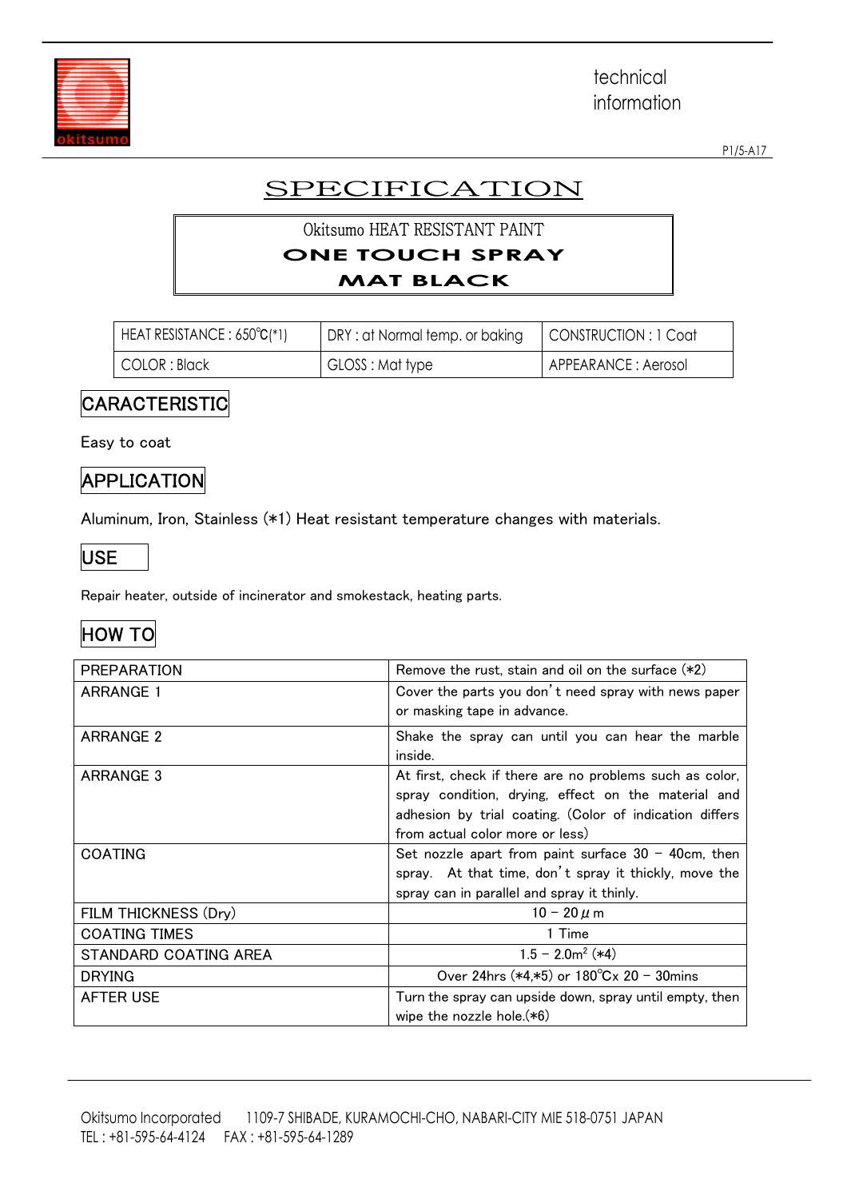technical information

# SPECIFICATION

**Okitsumo HEAT RESISTANT PAINT**
**ONE TOUCH SPRAY**
**MAT BLACK**

| HEAT RESISTANCE : 650℃(*1) | DRY : at Normal temp. or baking | CONSTRUCTION : 1 Coat |
|---|---|---|
| COLOR : Black | GLOSS : Mat type | APPEARANCE : Aerosol |

## CARACTERISTIC

Easy to coat

## APPLICATION

Aluminum, Iron, Stainless (*1) Heat resistant temperature changes with materials.

## USE

Repair heater, outside of incinerator and smokestack, heating parts.

## HOW TO

| | |
|---|---|
| PREPARATION | Remove the rust, stain and oil on the surface (*2) |
| ARRANGE 1 | Cover the parts you don't need spray with news paper or masking tape in advance. |
| ARRANGE 2 | Shake the spray can until you can hear the marble inside. |
| ARRANGE 3 | At first, check if there are no problems such as color, spray condition, drying, effect on the material and adhesion by trial coating. (Color of indication differs from actual color more or less) |
| COATING | Set nozzle apart from paint surface 30 – 40cm, then spray. At that time, don't spray it thickly, move the spray can in parallel and spray it thinly. |
| FILM THICKNESS (Dry) | 10 – 20 $\mu$m |
| COATING TIMES | 1 Time |
| STANDARD COATING AREA | 1.5 – 2.0m$^2$ (*4) |
| DRYING | Over 24hrs (*4,*5) or 180℃x 20 – 30mins |
| AFTER USE | Turn the spray can upside down, spray until empty, then wipe the nozzle hole.(*6) |

Okitsumo Incorporated 1109-7 SHIBADE, KURAMOCHI-CHO, NABARI-CITY MIE 518-0751 JAPAN
TEL : +81-595-64-4124 FAX : +81-595-64-1289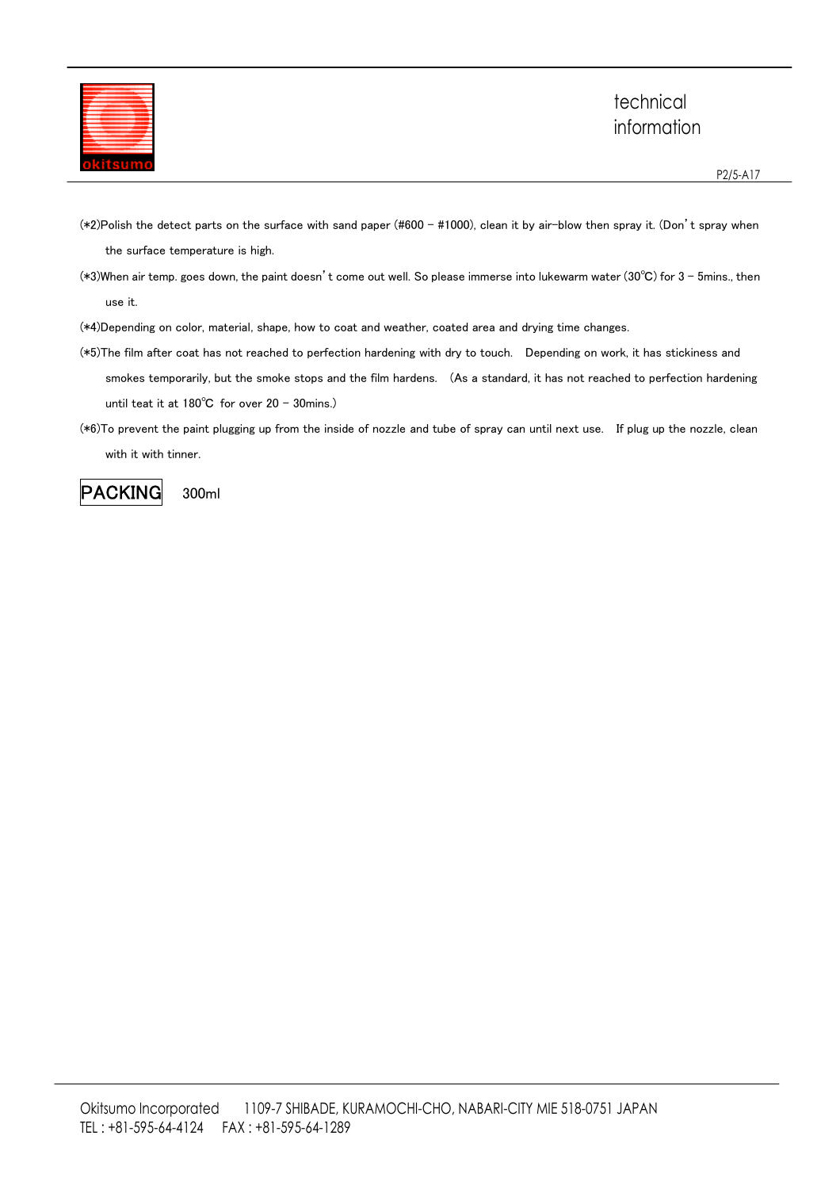(*2)Polish the detect parts on the surface with sand paper (#600 – #1000), clean it by air–blow then spray it. (Don't spray when the surface temperature is high.

(*3)When air temp. goes down, the paint doesn't come out well. So please immerse into lukewarm water (30℃) for 3 – 5mins., then use it.

(*4)Depending on color, material, shape, how to coat and weather, coated area and drying time changes.

(*5)The film after coat has not reached to perfection hardening with dry to touch. Depending on work, it has stickiness and smokes temporarily, but the smoke stops and the film hardens. (As a standard, it has not reached to perfection hardening until teat it at 180℃ for over 20 – 30mins.)

(*6)To prevent the paint plugging up from the inside of nozzle and tube of spray can until next use. If plug up the nozzle, clean with it with tinner.

**PACKING** 300ml

Okitsumo Incorporated 1109-7 SHIBADE, KURAMOCHI-CHO, NABARI-CITY MIE 518-0751 JAPAN
TEL : +81-595-64-4124 FAX : +81-595-64-1289